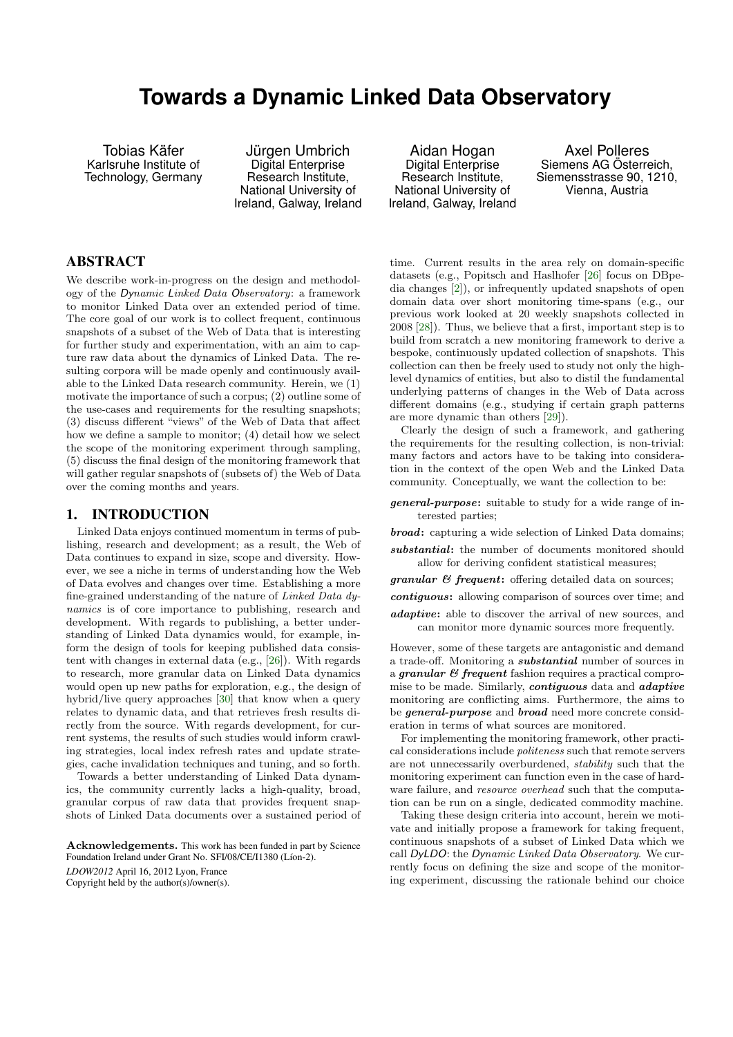# Towards a Dynamic Linked Data Observatory

Tobias Käfer
Karlsruhe Institute of Technology, Germany

Jürgen Umbrich
Digital Enterprise Research Institute, National University of Ireland, Galway, Ireland

Aidan Hogan
Digital Enterprise Research Institute, National University of Ireland, Galway, Ireland

Axel Polleres
Siemens AG Österreich, Siemensstrasse 90, 1210, Vienna, Austria

## ABSTRACT

We describe work-in-progress on the design and methodology of the *Dynamic Linked Data Observatory*: a framework to monitor Linked Data over an extended period of time. The core goal of our work is to collect frequent, continuous snapshots of a subset of the Web of Data that is interesting for further study and experimentation, with an aim to capture raw data about the dynamics of Linked Data. The resulting corpora will be made openly and continuously available to the Linked Data research community. Herein, we (1) motivate the importance of such a corpus; (2) outline some of the use-cases and requirements for the resulting snapshots; (3) discuss different "views" of the Web of Data that affect how we define a sample to monitor; (4) detail how we select the scope of the monitoring experiment through sampling, (5) discuss the final design of the monitoring framework that will gather regular snapshots of (subsets of) the Web of Data over the coming months and years.

## 1. INTRODUCTION

Linked Data enjoys continued momentum in terms of publishing, research and development; as a result, the Web of Data continues to expand in size, scope and diversity. However, we see a niche in terms of understanding how the Web of Data evolves and changes over time. Establishing a more fine-grained understanding of the nature of *Linked Data dynamics* is of core importance to publishing, research and development. With regards to publishing, a better understanding of Linked Data dynamics would, for example, inform the design of tools for keeping published data consistent with changes in external data (e.g., [26]). With regards to research, more granular data on Linked Data dynamics would open up new paths for exploration, e.g., the design of hybrid/live query approaches [30] that know when a query relates to dynamic data, and that retrieves fresh results directly from the source. With regards development, for current systems, the results of such studies would inform crawling strategies, local index refresh rates and update strategies, cache invalidation techniques and tuning, and so forth.

Towards a better understanding of Linked Data dynamics, the community currently lacks a high-quality, broad, granular corpus of raw data that provides frequent snapshots of Linked Data documents over a sustained period of time. Current results in the area rely on domain-specific datasets (e.g., Popitsch and Haslhofer [26] focus on DBpedia changes [2]), or infrequently updated snapshots of open domain data over short monitoring time-spans (e.g., our previous work looked at 20 weekly snapshots collected in 2008 [28]). Thus, we believe that a first, important step is to build from scratch a new monitoring framework to derive a bespoke, continuously updated collection of snapshots. This collection can then be freely used to study not only the high-level dynamics of entities, but also to distil the fundamental underlying patterns of changes in the Web of Data across different domains (e.g., studying if certain graph patterns are more dynamic than others [29]).

Clearly the design of such a framework, and gathering the requirements for the resulting collection, is non-trivial: many factors and actors have to be taking into consideration in the context of the open Web and the Linked Data community. Conceptually, we want the collection to be:

- ***general-purpose*:** suitable to study for a wide range of interested parties;
- ***broad*:** capturing a wide selection of Linked Data domains;
- ***substantial*:** the number of documents monitored should allow for deriving confident statistical measures;
- ***granular & frequent*:** offering detailed data on sources;
- ***contiguous*:** allowing comparison of sources over time; and
- ***adaptive*:** able to discover the arrival of new sources, and can monitor more dynamic sources more frequently.

However, some of these targets are antagonistic and demand a trade-off. Monitoring a ***substantial*** number of sources in a ***granular & frequent*** fashion requires a practical compromise to be made. Similarly, ***contiguous*** data and ***adaptive*** monitoring are conflicting aims. Furthermore, the aims to be ***general-purpose*** and ***broad*** need more concrete consideration in terms of what sources are monitored.

For implementing the monitoring framework, other practical considerations include *politeness* such that remote servers are not unnecessarily overburdened, *stability* such that the monitoring experiment can function even in the case of hardware failure, and *resource overhead* such that the computation can be run on a single, dedicated commodity machine.

Taking these design criteria into account, herein we motivate and initially propose a framework for taking frequent, continuous snapshots of a subset of Linked Data which we call *DyLDO*: the *Dynamic Linked Data Observatory*. We currently focus on defining the size and scope of the monitoring experiment, discussing the rationale behind our choice

**Acknowledgements.** This work has been funded in part by Science Foundation Ireland under Grant No. SFI/08/CE/I1380 (Líon-2).

*LDOW2012* April 16, 2012 Lyon, France
Copyright held by the author(s)/owner(s).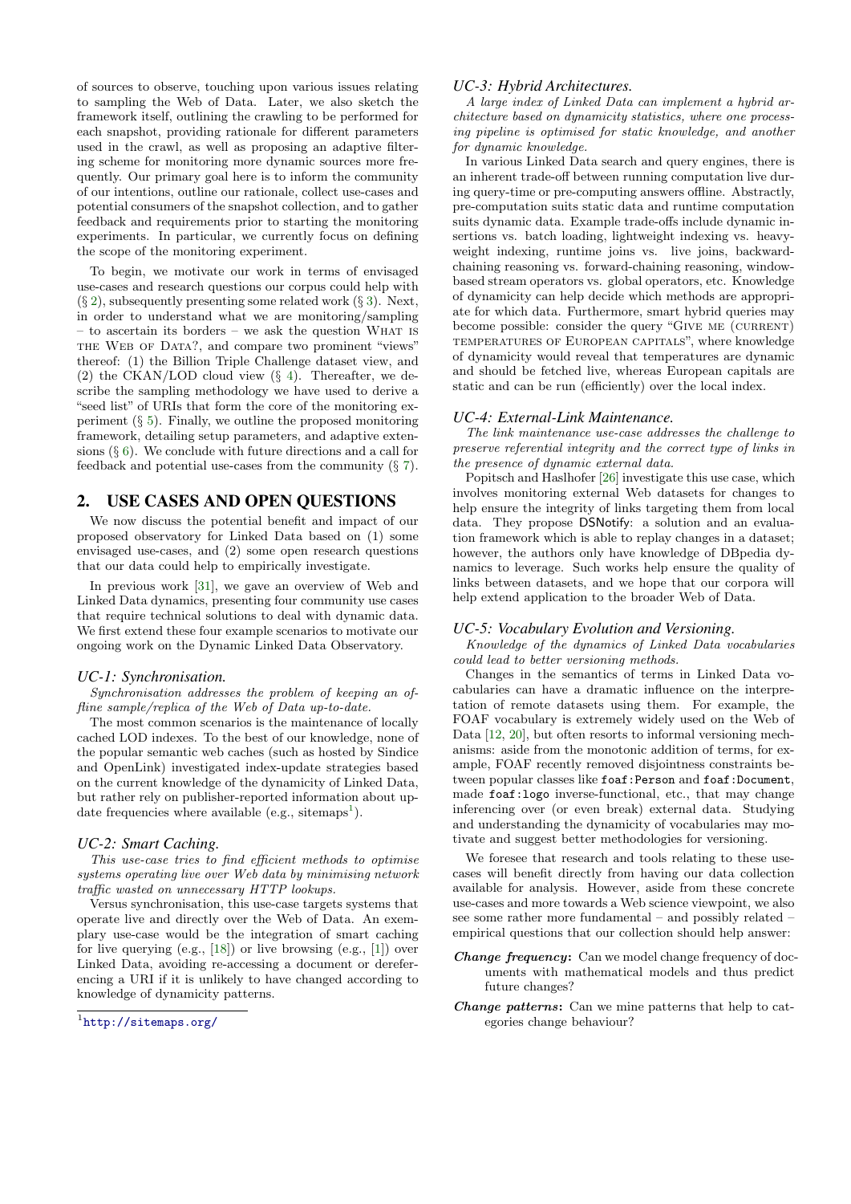of sources to observe, touching upon various issues relating to sampling the Web of Data. Later, we also sketch the framework itself, outlining the crawling to be performed for each snapshot, providing rationale for different parameters used in the crawl, as well as proposing an adaptive filtering scheme for monitoring more dynamic sources more frequently. Our primary goal here is to inform the community of our intentions, outline our rationale, collect use-cases and potential consumers of the snapshot collection, and to gather feedback and requirements prior to starting the monitoring experiments. In particular, we currently focus on defining the scope of the monitoring experiment.

To begin, we motivate our work in terms of envisaged use-cases and research questions our corpus could help with (§ 2), subsequently presenting some related work (§ 3). Next, in order to understand what we are monitoring/sampling – to ascertain its borders – we ask the question WHAT IS THE WEB OF DATA?, and compare two prominent "views" thereof: (1) the Billion Triple Challenge dataset view, and (2) the CKAN/LOD cloud view (§ 4). Thereafter, we describe the sampling methodology we have used to derive a "seed list" of URIs that form the core of the monitoring experiment (§ 5). Finally, we outline the proposed monitoring framework, detailing setup parameters, and adaptive extensions (§ 6). We conclude with future directions and a call for feedback and potential use-cases from the community (§ 7).

## 2. USE CASES AND OPEN QUESTIONS

We now discuss the potential benefit and impact of our proposed observatory for Linked Data based on (1) some envisaged use-cases, and (2) some open research questions that our data could help to empirically investigate.

In previous work [31], we gave an overview of Web and Linked Data dynamics, presenting four community use cases that require technical solutions to deal with dynamic data. We first extend these four example scenarios to motivate our ongoing work on the Dynamic Linked Data Observatory.

### *UC-1: Synchronisation.*

*Synchronisation addresses the problem of keeping an offline sample/replica of the Web of Data up-to-date.*

The most common scenarios is the maintenance of locally cached LOD indexes. To the best of our knowledge, none of the popular semantic web caches (such as hosted by Sindice and OpenLink) investigated index-update strategies based on the current knowledge of the dynamicity of Linked Data, but rather rely on publisher-reported information about update frequencies where available (e.g., sitemaps[1]).

### *UC-2: Smart Caching.*

*This use-case tries to find efficient methods to optimise systems operating live over Web data by minimising network traffic wasted on unnecessary HTTP lookups.*

Versus synchronisation, this use-case targets systems that operate live and directly over the Web of Data. An exemplary use-case would be the integration of smart caching for live querying (e.g., [18]) or live browsing (e.g., [1]) over Linked Data, avoiding re-accessing a document or dereferencing a URI if it is unlikely to have changed according to knowledge of dynamicity patterns.

[1] http://sitemaps.org/

### *UC-3: Hybrid Architectures.*

*A large index of Linked Data can implement a hybrid architecture based on dynamicity statistics, where one processing pipeline is optimised for static knowledge, and another for dynamic knowledge.*

In various Linked Data search and query engines, there is an inherent trade-off between running computation live during query-time or pre-computing answers offline. Abstractly, pre-computation suits static data and runtime computation suits dynamic data. Example trade-offs include dynamic insertions vs. batch loading, lightweight indexing vs. heavyweight indexing, runtime joins vs. live joins, backward-chaining reasoning vs. forward-chaining reasoning, window-based stream operators vs. global operators, etc. Knowledge of dynamicity can help decide which methods are appropriate for which data. Furthermore, smart hybrid queries may become possible: consider the query "GIVE ME (CURRENT) TEMPERATURES OF EUROPEAN CAPITALS", where knowledge of dynamicity would reveal that temperatures are dynamic and should be fetched live, whereas European capitals are static and can be run (efficiently) over the local index.

### *UC-4: External-Link Maintenance.*

*The link maintenance use-case addresses the challenge to preserve referential integrity and the correct type of links in the presence of dynamic external data.*

Popitsch and Haslhofer [26] investigate this use case, which involves monitoring external Web datasets for changes to help ensure the integrity of links targeting them from local data. They propose DSNotify: a solution and an evaluation framework which is able to replay changes in a dataset; however, the authors only have knowledge of DBpedia dynamics to leverage. Such works help ensure the quality of links between datasets, and we hope that our corpora will help extend application to the broader Web of Data.

### *UC-5: Vocabulary Evolution and Versioning.*

*Knowledge of the dynamics of Linked Data vocabularies could lead to better versioning methods.*

Changes in the semantics of terms in Linked Data vocabularies can have a dramatic influence on the interpretation of remote datasets using them. For example, the FOAF vocabulary is extremely widely used on the Web of Data [12, 20], but often resorts to informal versioning mechanisms: aside from the monotonic addition of terms, for example, FOAF recently removed disjointness constraints between popular classes like `foaf:Person` and `foaf:Document`, made `foaf:logo` inverse-functional, etc., that may change inferencing over (or even break) external data. Studying and understanding the dynamicity of vocabularies may motivate and suggest better methodologies for versioning.

We foresee that research and tools relating to these use-cases will benefit directly from having our data collection available for analysis. However, aside from these concrete use-cases and more towards a Web science viewpoint, we also see some rather more fundamental – and possibly related – empirical questions that our collection should help answer:

- ***Change frequency*:** Can we model change frequency of documents with mathematical models and thus predict future changes?
- ***Change patterns*:** Can we mine patterns that help to categories change behaviour?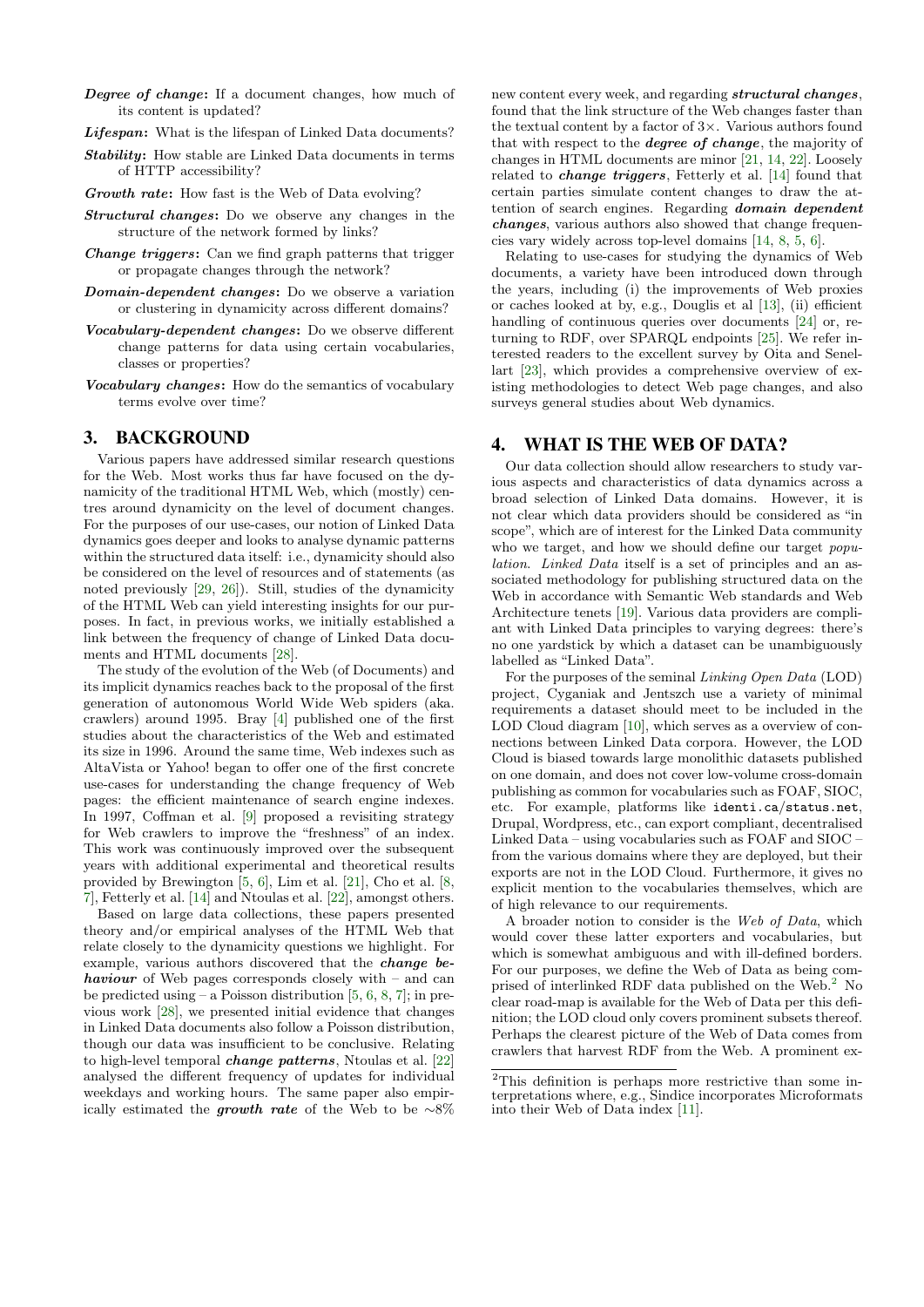***Degree of change*:** If a document changes, how much of its content is updated?

***Lifespan*:** What is the lifespan of Linked Data documents?

***Stability*:** How stable are Linked Data documents in terms of HTTP accessibility?

***Growth rate*:** How fast is the Web of Data evolving?

***Structural changes*:** Do we observe any changes in the structure of the network formed by links?

***Change triggers*:** Can we find graph patterns that trigger or propagate changes through the network?

***Domain-dependent changes*:** Do we observe a variation or clustering in dynamicity across different domains?

***Vocabulary-dependent changes*:** Do we observe different change patterns for data using certain vocabularies, classes or properties?

***Vocabulary changes*:** How do the semantics of vocabulary terms evolve over time?

## 3. BACKGROUND

Various papers have addressed similar research questions for the Web. Most works thus far have focused on the dynamicity of the traditional HTML Web, which (mostly) centres around dynamicity on the level of document changes. For the purposes of our use-cases, our notion of Linked Data dynamics goes deeper and looks to analyse dynamic patterns within the structured data itself: i.e., dynamicity should also be considered on the level of resources and of statements (as noted previously [29, 26]). Still, studies of the dynamicity of the HTML Web can yield interesting insights for our purposes. In fact, in previous works, we initially established a link between the frequency of change of Linked Data documents and HTML documents [28].

The study of the evolution of the Web (of Documents) and its implicit dynamics reaches back to the proposal of the first generation of autonomous World Wide Web spiders (aka. crawlers) around 1995. Bray [4] published one of the first studies about the characteristics of the Web and estimated its size in 1996. Around the same time, Web indexes such as AltaVista or Yahoo! began to offer one of the first concrete use-cases for understanding the change frequency of Web pages: the efficient maintenance of search engine indexes. In 1997, Coffman et al. [9] proposed a revisiting strategy for Web crawlers to improve the "freshness" of an index. This work was continuously improved over the subsequent years with additional experimental and theoretical results provided by Brewington [5, 6], Lim et al. [21], Cho et al. [8, 7], Fetterly et al. [14] and Ntoulas et al. [22], amongst others.

Based on large data collections, these papers presented theory and/or empirical analyses of the HTML Web that relate closely to the dynamicity questions we highlight. For example, various authors discovered that the ***change behaviour*** of Web pages corresponds closely with – and can be predicted using – a Poisson distribution [5, 6, 8, 7]; in previous work [28], we presented initial evidence that changes in Linked Data documents also follow a Poisson distribution, though our data was insufficient to be conclusive. Relating to high-level temporal ***change patterns***, Ntoulas et al. [22] analysed the different frequency of updates for individual weekdays and working hours. The same paper also empirically estimated the ***growth rate*** of the Web to be ∼8% new content every week, and regarding ***structural changes***, found that the link structure of the Web changes faster than the textual content by a factor of 3×. Various authors found that with respect to the ***degree of change***, the majority of changes in HTML documents are minor [21, 14, 22]. Loosely related to ***change triggers***, Fetterly et al. [14] found that certain parties simulate content changes to draw the attention of search engines. Regarding ***domain dependent changes***, various authors also showed that change frequencies vary widely across top-level domains [14, 8, 5, 6].

Relating to use-cases for studying the dynamics of Web documents, a variety have been introduced down through the years, including (i) the improvements of Web proxies or caches looked at by, e.g., Douglis et al [13], (ii) efficient handling of continuous queries over documents [24] or, returning to RDF, over SPARQL endpoints [25]. We refer interested readers to the excellent survey by Oita and Senellart [23], which provides a comprehensive overview of existing methodologies to detect Web page changes, and also surveys general studies about Web dynamics.

## 4. WHAT IS THE WEB OF DATA?

Our data collection should allow researchers to study various aspects and characteristics of data dynamics across a broad selection of Linked Data domains. However, it is not clear which data providers should be considered as "in scope", which are of interest for the Linked Data community who we target, and how we should define our target *population*. *Linked Data* itself is a set of principles and an associated methodology for publishing structured data on the Web in accordance with Semantic Web standards and Web Architecture tenets [19]. Various data providers are compliant with Linked Data principles to varying degrees: there's no one yardstick by which a dataset can be unambiguously labelled as "Linked Data".

For the purposes of the seminal *Linking Open Data* (LOD) project, Cyganiak and Jentszch use a variety of minimal requirements a dataset should meet to be included in the LOD Cloud diagram [10], which serves as a overview of connections between Linked RDF corpora. However, the LOD Cloud is biased towards large monolithic datasets published on one domain, and does not cover low-volume cross-domain publishing as common for vocabularies such as FOAF, SIOC, etc. For example, platforms like `identi.ca/status.net`, Drupal, Wordpress, etc., can export compliant, decentralised Linked Data – using vocabularies such as FOAF and SIOC – from the various domains where they are deployed, but their exports are not in the LOD Cloud. Furthermore, it gives no explicit mention to the vocabularies themselves, which are of high relevance to our requirements.

A broader notion to consider is the *Web of Data*, which would cover these latter exporters and vocabularies, but which is somewhat ambiguous and with ill-defined borders. For our purposes, we define the Web of Data as being comprised of interlinked RDF data published on the Web.[2] No clear road-map is available for the Web of Data per this definition; the LOD cloud only covers prominent subsets thereof. Perhaps the clearest picture of the Web of Data comes from crawlers that harvest RDF from the Web. A prominent ex-

[2] This definition is perhaps more restrictive than some interpretations where, e.g., Sindice incorporates Microformats into their Web of Data index [11].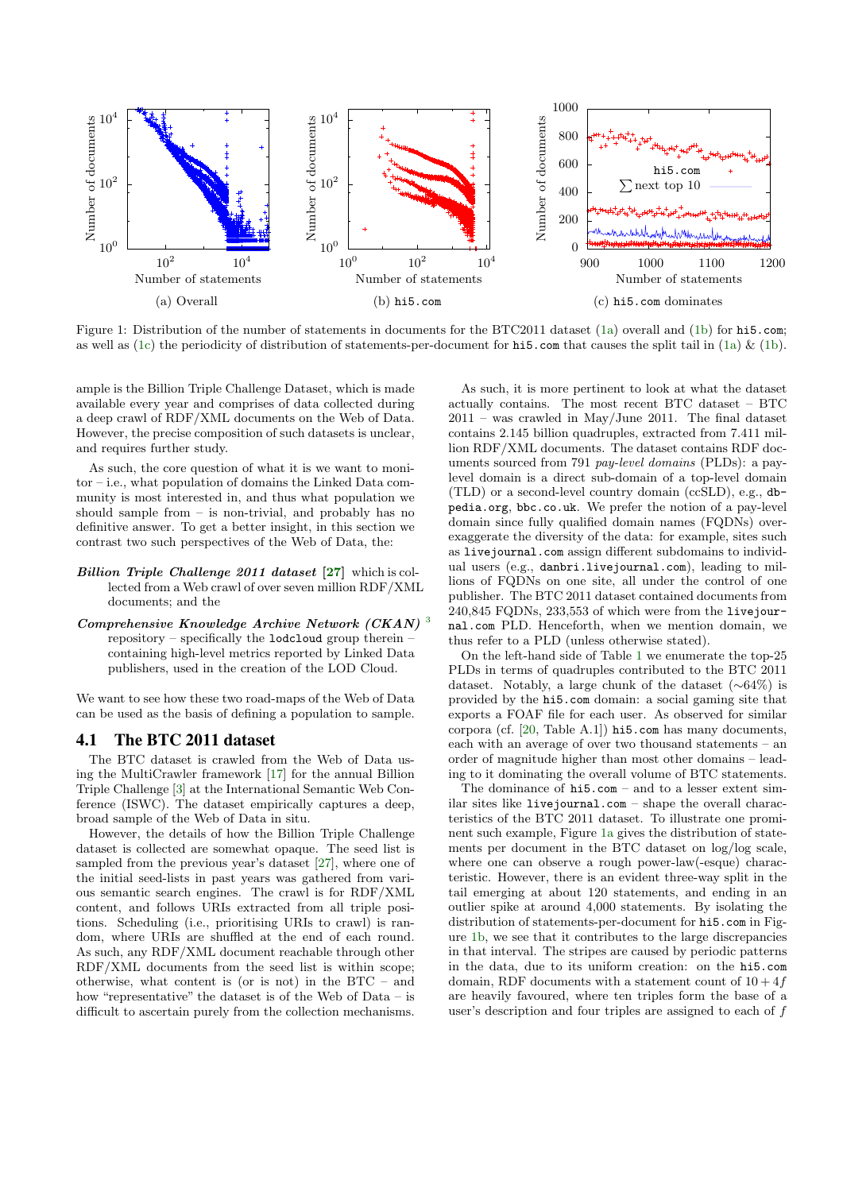Figure 1: Distribution of the number of statements in documents for the BTC2011 dataset (1a) overall and (1b) for `hi5.com`; as well as (1c) the periodicity of distribution of statements-per-document for `hi5.com` that causes the split tail in (1a) & (1b).

ample is the Billion Triple Challenge Dataset, which is made available every year and comprises of data collected during a deep crawl of RDF/XML documents on the Web of Data. However, the precise composition of such datasets is unclear, and requires further study.

As such, the core question of what it is we want to monitor – i.e., what population of domains the Linked Data community is most interested in, and thus what population we should sample from – is non-trivial, and probably has no definitive answer. To get a better insight, in this section we contrast two such perspectives of the Web of Data, the:

***Billion Triple Challenge 2011 dataset*** [27] which is collected from a Web crawl of over seven million RDF/XML documents; and the

***Comprehensive Knowledge Archive Network (CKAN)*** [3] repository – specifically the `lodcloud` group therein – containing high-level metrics reported by Linked Data publishers, used in the creation of the LOD Cloud.

We want to see how these two road-maps of the Web of Data can be used as the basis of defining a population to sample.

## 4.1 The BTC 2011 dataset

The BTC dataset is crawled from the Web of Data using the MultiCrawler framework [17] for the annual Billion Triple Challenge [3] at the International Semantic Web Conference (ISWC). The dataset empirically captures a deep, broad sample of the Web of Data in situ.

However, the details of how the Billion Triple Challenge dataset is collected are somewhat opaque. The seed list is sampled from the previous year's dataset [27], where one of the initial seed-lists in past years was gathered from various semantic search engines. The crawl is for RDF/XML content, and follows URIs extracted from all triple positions. Scheduling (i.e., prioritising URIs to crawl) is random, where URIs are shuffled at the end of each round. As such, any RDF/XML document reachable through other RDF/XML documents from the seed list is within scope; otherwise, what content is (or is not) in the BTC – and how "representative" the dataset is of the Web of Data – is difficult to ascertain purely from the collection mechanisms.

As such, it is more pertinent to look at what the dataset actually contains. The most recent BTC dataset – BTC 2011 – was crawled in May/June 2011. The final dataset contains 2.145 billion quadruples, extracted from 7.411 million RDF/XML documents. The dataset contains RDF documents sourced from 791 *pay-level domains* (PLDs): a pay-level domain is a direct sub-domain of a top-level domain (TLD) or a second-level country domain (ccSLD), e.g., `dbpedia.org`, `bbc.co.uk`. We prefer the notion of a pay-level domain since fully qualified domain names (FQDNs) overexaggerate the diversity of the data: for example, sites such as `livejournal.com` assign different subdomains to individual users (e.g., `danbri.livejournal.com`), leading to millions of FQDNs on one site, all under the control of one publisher. The BTC 2011 dataset contained documents from 240,845 FQDNs, 233,553 of which were from the `livejournal.com` PLD. Henceforth, when we mention domain, we thus refer to a PLD (unless otherwise stated).

On the left-hand side of Table 1 we enumerate the top-25 PLDs in terms of quadruples contributed to the BTC 2011 dataset. Notably, a large chunk of the dataset (~64%) is provided by the `hi5.com` domain: a social gaming site that exports a FOAF file for each user. As observed for similar corpora (cf. [20, Table A.1]) `hi5.com` has many documents, each with an average of over two thousand statements – an order of magnitude higher than most other domains – leading to it dominating the overall volume of BTC statements.

The dominance of `hi5.com` – and to a lesser extent similar sites like `livejournal.com` – shape the overall characteristics of the BTC 2011 dataset. To illustrate one prominent such example, Figure 1a gives the distribution of statements per document in the BTC dataset on log/log scale, where one can observe a rough power-law(-esque) characteristic. However, there is an evident three-way split in the tail emerging at about 120 statements, and ending in an outlier spike at around 4,000 statements. By isolating the distribution of statements-per-document for `hi5.com` in Figure 1b, we see that it contributes to the large discrepancies in that interval. The stripes are caused by periodic patterns in the data, due to its uniform creation: on the `hi5.com` domain, RDF documents with a statement count of $10+4f$ are heavily favoured, where ten triples form the base of a user's description and four triples are assigned to each of $f$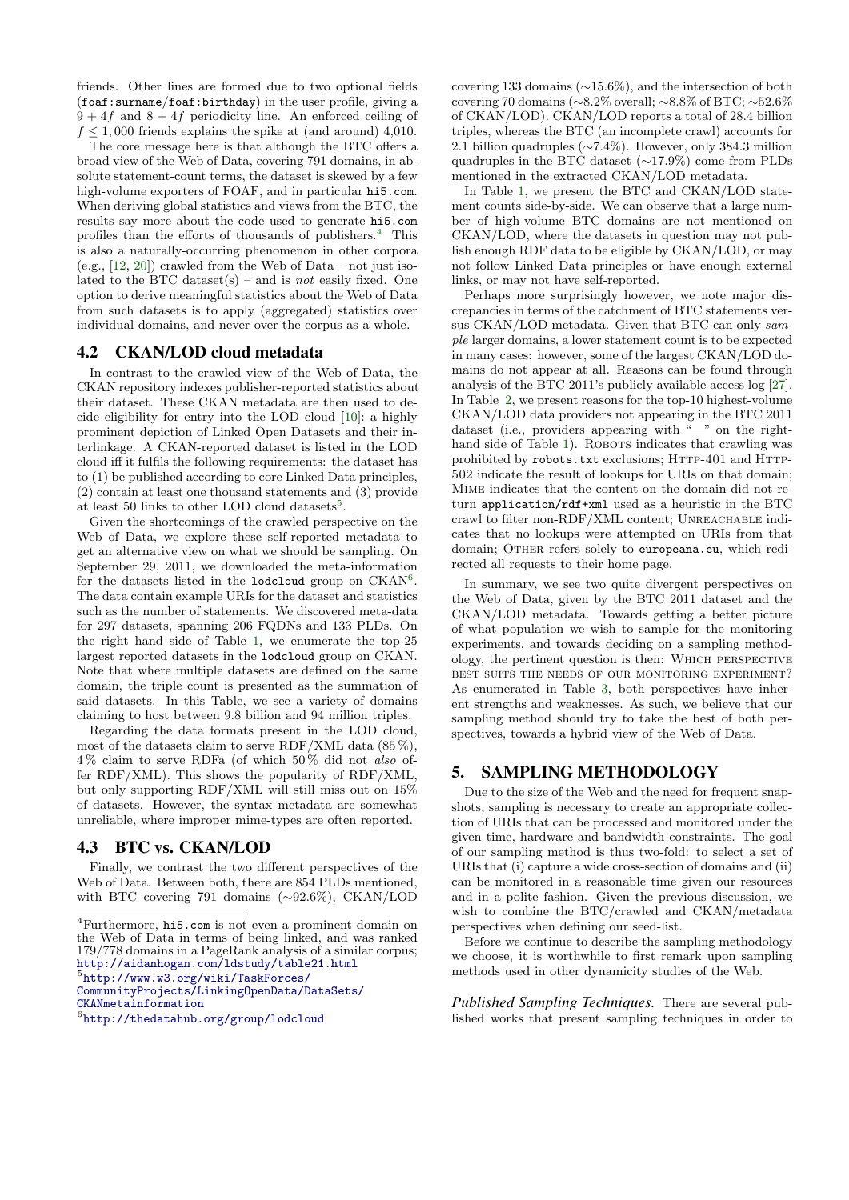friends. Other lines are formed due to two optional fields (`foaf:surname`/`foaf:birthday`) in the user profile, giving a $9 + 4f$ and $8 + 4f$ periodicity line. An enforced ceiling of $f \leq 1,000$ friends explains the spike at (and around) 4,010.

The core message here is that although the BTC offers a broad view of the Web of Data, covering 791 domains, in absolute statement-count terms, the dataset is skewed by a few high-volume exporters of FOAF, and in particular `hi5.com`. When deriving global statistics and views from the BTC, the results say more about the code used to generate `hi5.com` profiles than the efforts of thousands of publishers.[4] This is also a naturally-occurring phenomenon in other corpora (e.g., [12, 20]) crawled from the Web of Data – not just isolated to the BTC dataset(s) – and is *not* easily fixed. One option to derive meaningful statistics about the Web of Data from such datasets is to apply (aggregated) statistics over individual domains, and never over the corpus as a whole.

## 4.2 CKAN/LOD cloud metadata

In contrast to the crawled view of the Web of Data, the CKAN repository indexes publisher-reported statistics about their dataset. These CKAN metadata are then used to decide eligibility for entry into the LOD cloud [10]: a highly prominent depiction of Linked Open Datasets and their interlinkage. A CKAN-reported dataset is listed in the LOD cloud iff it fulfils the following requirements: the dataset has to (1) be published according to core Linked Data principles, (2) contain at least one thousand statements and (3) provide at least 50 links to other LOD cloud datasets[5].

Given the shortcomings of the crawled perspective on the Web of Data, we explore these self-reported metadata to get an alternative view on what we should be sampling. On September 29, 2011, we downloaded the meta-information for the datasets listed in the `lodcloud` group on CKAN[6]. The data contain example URIs for the dataset and statistics such as the number of statements. We discovered meta-data for 297 datasets, spanning 206 FQDNs and 133 PLDs. On the right hand side of Table 1, we enumerate the top-25 largest reported datasets in the `lodcloud` group on CKAN. Note that where multiple datasets are defined on the same domain, the triple count is presented as the summation of said datasets. In this Table, we see a variety of domains claiming to host between 9.8 billion and 94 million triples.

Regarding the data formats present in the LOD cloud, most of the datasets claim to serve RDF/XML data (85 %), 4 % claim to serve RDFa (of which 50 % did not *also* offer RDF/XML). This shows the popularity of RDF/XML, but only supporting RDF/XML will still miss out on 15% of datasets. However, the syntax metadata are somewhat unreliable, where improper mime-types are often reported.

## 4.3 BTC vs. CKAN/LOD

Finally, we contrast the two different perspectives of the Web of Data. Between both, there are 854 PLDs mentioned, with BTC covering 791 domains (∼92.6%), CKAN/LOD covering 133 domains (∼15.6%), and the intersection of both covering 70 domains (∼8.2% overall; ∼8.8% of BTC; ∼52.6% of CKAN/LOD). CKAN/LOD reports a total of 28.4 billion triples, whereas the BTC (an incomplete crawl) accounts for 2.1 billion quadruples (∼7.4%). However, only 384.3 million quadruples in the BTC dataset (∼17.9%) come from PLDs mentioned in the extracted CKAN/LOD metadata.

In Table 1, we present the BTC and CKAN/LOD statement counts side-by-side. We can observe that a large number of high-volume BTC domains are not mentioned on CKAN/LOD, where the datasets in question may not publish enough RDF data to be eligible by CKAN/LOD, or may not follow Linked Data principles or have enough external links, or may not have self-reported.

Perhaps more surprisingly however, we note major discrepancies in terms of the catchment of BTC statements versus CKAN/LOD metadata. Given that BTC can only *sample* larger domains, a lower statement count is to be expected in many cases: however, some of the largest CKAN/LOD domains do not appear at all. Reasons can be found through analysis of the BTC 2011's publicly available access log [27]. In Table 2, we present reasons for the top-10 highest-volume CKAN/LOD data providers not appearing in the BTC 2011 dataset (i.e., providers appearing with "—" on the right-hand side of Table 1). ROBOTS indicates that crawling was prohibited by `robots.txt` exclusions; HTTP-401 and HTTP-502 indicate the result of lookups for URIs on that domain; MIME indicates that the content on the domain did not return `application/rdf+xml` used as a heuristic in the BTC crawl to filter non-RDF/XML content; UNREACHABLE indicates that no lookups were attempted on URIs from that domain; OTHER refers solely to `europeana.eu`, which redirected all requests to their home page.

In summary, we see two quite divergent perspectives on the Web of Data, given by the BTC 2011 dataset and the CKAN/LOD metadata. Towards getting a better picture of what population we wish to sample for the monitoring experiments, and towards deciding on a sampling methodology, the pertinent question is then: WHICH PERSPECTIVE BEST SUITS THE NEEDS OF OUR MONITORING EXPERIMENT? As enumerated in Table 3, both perspectives have inherent strengths and weaknesses. As such, we believe that our sampling method should try to take the best of both perspectives, towards a hybrid view of the Web of Data.

# 5. SAMPLING METHODOLOGY

Due to the size of the Web and the need for frequent snapshots, sampling is necessary to create an appropriate collection of URIs that can be processed and monitored under the given time, hardware and bandwidth constraints. The goal of our sampling method is thus two-fold: to select a set of URIs that (i) capture a wide cross-section of domains and (ii) can be monitored in a reasonable time given our resources and in a polite fashion. Given the previous discussion, we wish to combine the BTC/crawled and CKAN/metadata perspectives when defining our seed-list.

Before we continue to describe the sampling methodology we choose, it is worthwhile to first remark upon sampling methods used in other dynamicity studies of the Web.

***Published Sampling Techniques.*** There are several published works that present sampling techniques in order to

[4] Furthermore, `hi5.com` is not even a prominent domain on the Web of Data in terms of being linked, and was ranked 179/778 domains in a PageRank analysis of a similar corpus; http://aidanhogan.com/ldstudy/table21.html

[5] http://www.w3.org/wiki/TaskForces/CommunityProjects/LinkingOpenData/DataSets/CKANmetainformation

[6] http://thedatahub.org/group/lodcloud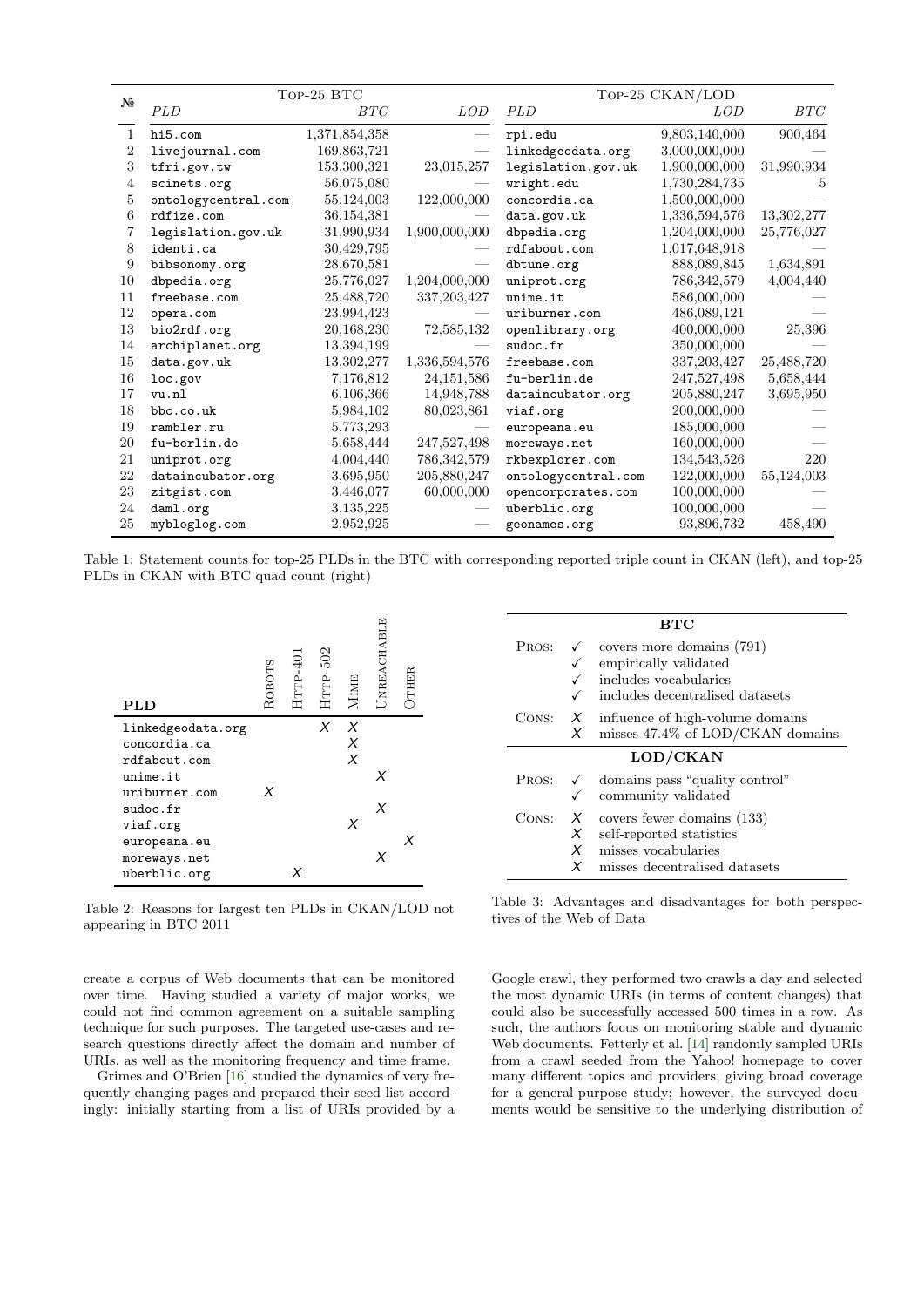| № | Top-25 BTC | | | Top-25 CKAN/LOD | | |
|---|---|---|---|---|---|---|
| | *PLD* | *BTC* | *LOD* | *PLD* | *LOD* | *BTC* |
| 1 | hi5.com | 1,371,854,358 | — | rpi.edu | 9,803,140,000 | 900,464 |
| 2 | livejournal.com | 169,863,721 | — | linkedgeodata.org | 3,000,000,000 | — |
| 3 | tfri.gov.tw | 153,300,321 | 23,015,257 | legislation.gov.uk | 1,900,000,000 | 31,990,934 |
| 4 | scinets.org | 56,075,080 | — | wright.edu | 1,730,284,735 | 5 |
| 5 | ontologycentral.com | 55,124,003 | 122,000,000 | concordia.ca | 1,500,000,000 | — |
| 6 | rdfize.com | 36,154,381 | — | data.gov.uk | 1,336,594,576 | 13,302,277 |
| 7 | legislation.gov.uk | 31,990,934 | 1,900,000,000 | dbpedia.org | 1,204,000,000 | 25,776,027 |
| 8 | identi.ca | 30,429,795 | — | rdfabout.com | 1,017,648,918 | — |
| 9 | bibsonomy.org | 28,670,581 | — | dbtune.org | 888,089,845 | 1,634,891 |
| 10 | dbpedia.org | 25,776,027 | 1,204,000,000 | uniprot.org | 786,342,579 | 4,004,440 |
| 11 | freebase.com | 25,488,720 | 337,203,427 | unime.it | 586,000,000 | — |
| 12 | opera.com | 23,994,423 | — | uriburner.com | 486,089,121 | — |
| 13 | bio2rdf.org | 20,168,230 | 72,585,132 | openlibrary.org | 400,000,000 | 25,396 |
| 14 | archiplanet.org | 13,394,199 | — | sudoc.fr | 350,000,000 | — |
| 15 | data.gov.uk | 13,302,277 | 1,336,594,576 | freebase.com | 337,203,427 | 25,488,720 |
| 16 | loc.gov | 7,176,812 | 24,151,586 | fu-berlin.de | 247,527,498 | 5,658,444 |
| 17 | vu.nl | 6,106,366 | 14,948,788 | dataincubator.org | 205,880,247 | 3,695,950 |
| 18 | bbc.co.uk | 5,984,102 | 80,023,861 | viaf.org | 200,000,000 | — |
| 19 | rambler.ru | 5,773,293 | — | europeana.eu | 185,000,000 | — |
| 20 | fu-berlin.de | 5,658,444 | 247,527,498 | moreways.net | 160,000,000 | — |
| 21 | uniprot.org | 4,004,440 | 786,342,579 | rkbexplorer.com | 134,543,526 | 220 |
| 22 | dataincubator.org | 3,695,950 | 205,880,247 | ontologycentral.com | 122,000,000 | 55,124,003 |
| 23 | zitgist.com | 3,446,077 | 60,000,000 | opencorporates.com | 100,000,000 | — |
| 24 | daml.org | 3,135,225 | — | uberblic.org | 100,000,000 | — |
| 25 | mybloglog.com | 2,952,925 | — | geonames.org | 93,896,732 | 458,490 |

Table 1: Statement counts for top-25 PLDs in the BTC with corresponding reported triple count in CKAN (left), and top-25 PLDs in CKAN with BTC quad count (right)

| **PLD** | Robots | Http-401 | Http-502 | Mime | Unreachable | Other |
|---|---|---|---|---|---|---|
| linkedgeodata.org | | | ✗ | ✗ | | |
| concordia.ca | | | | ✗ | | |
| rdfabout.com | | | | ✗ | | |
| unime.it | | | | | ✗ | |
| uriburner.com | ✗ | | | | | |
| sudoc.fr | | | | | ✗ | |
| viaf.org | | | | ✗ | | |
| europeana.eu | | | | | | ✗ |
| moreways.net | | | | | ✗ | |
| uberblic.org | | ✗ | | | | |

Table 2: Reasons for largest ten PLDs in CKAN/LOD not appearing in BTC 2011

| | | **BTC** |
|---|---|---|
| Pros: | ✓ | covers more domains (791) |
| | ✓ | empirically validated |
| | ✓ | includes vocabularies |
| | ✓ | includes decentralised datasets |
| Cons: | ✗ | influence of high-volume domains |
| | ✗ | misses 47.4% of LOD/CKAN domains |
| | | **LOD/CKAN** |
| Pros: | ✓ | domains pass "quality control" |
| | ✓ | community validated |
| Cons: | ✗ | covers fewer domains (133) |
| | ✗ | self-reported statistics |
| | ✗ | misses vocabularies |
| | ✗ | misses decentralised datasets |

Table 3: Advantages and disadvantages for both perspectives of the Web of Data

create a corpus of Web documents that can be monitored over time. Having studied a variety of major works, we could not find common agreement on a suitable sampling technique for such purposes. The targeted use-cases and research questions directly affect the domain and number of URIs, as well as the monitoring frequency and time frame.

Grimes and O'Brien [16] studied the dynamics of very frequently changing pages and prepared their seed list accordingly: initially starting from a list of URIs provided by a Google crawl, they performed two crawls a day and selected the most dynamic URIs (in terms of content changes) that could also be successfully accessed 500 times in a row. As such, the authors focus on monitoring stable and dynamic Web documents. Fetterly et al. [14] randomly sampled URIs from a crawl seeded from the Yahoo! homepage to cover many different topics and providers, giving broad coverage for a general-purpose study; however, the surveyed documents would be sensitive to the underlying distribution of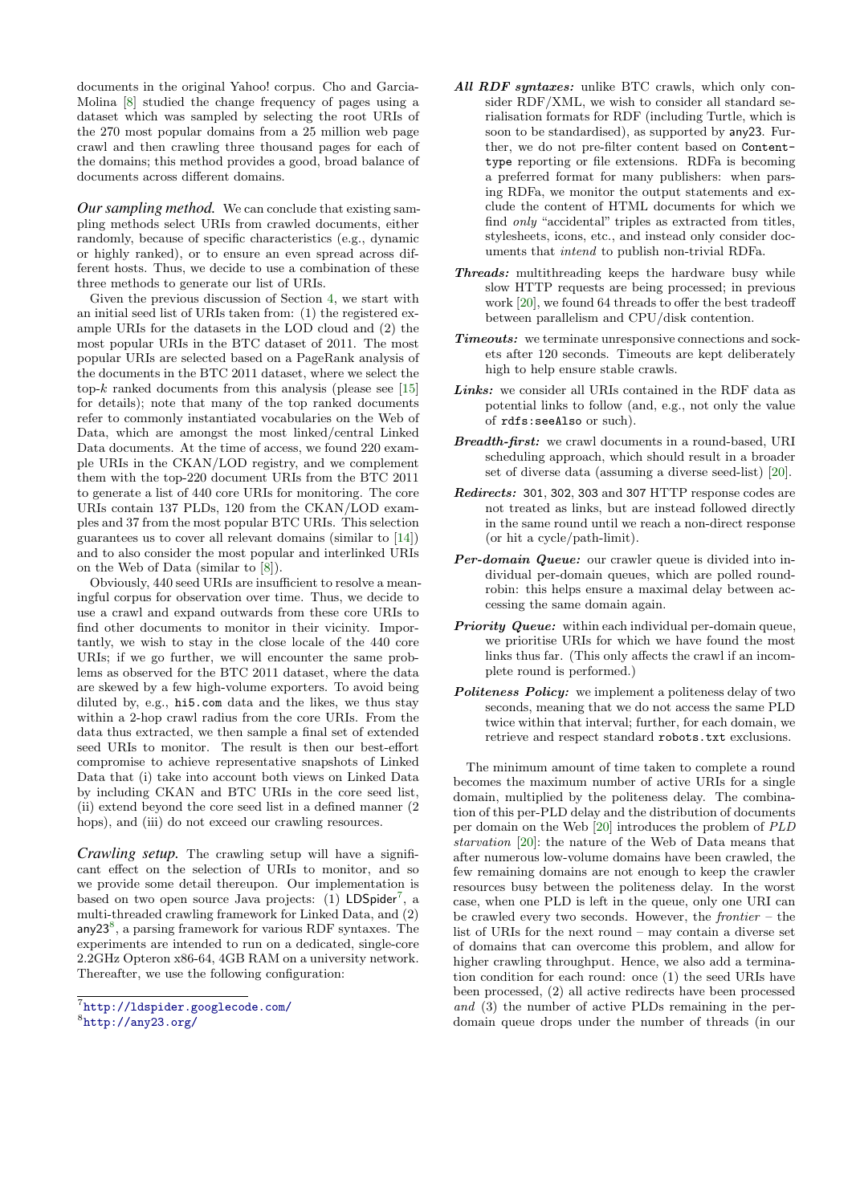documents in the original Yahoo! corpus. Cho and Garcia-Molina [8] studied the change frequency of pages using a dataset which was sampled by selecting the root URIs of the 270 most popular domains from a 25 million web page crawl and then crawling three thousand pages for each of the domains; this method provides a good, broad balance of documents across different domains.

***Our sampling method.*** We can conclude that existing sampling methods select URIs from crawled documents, either randomly, because of specific characteristics (e.g., dynamic or highly ranked), or to ensure an even spread across different hosts. Thus, we decide to use a combination of these three methods to generate our list of URIs.

Given the previous discussion of Section 4, we start with an initial seed list of URIs taken from: (1) the registered example URIs for the datasets in the LOD cloud and (2) the most popular URIs in the BTC dataset of 2011. The most popular URIs are selected based on a PageRank analysis of the documents in the BTC 2011 dataset, where we select the top-$k$ ranked documents from this analysis (please see [15] for details); note that many of the top ranked documents refer to commonly instantiated vocabularies on the Web of Data, which are amongst the most linked/central Linked Data documents. At the time of access, we found 220 example URIs in the CKAN/LOD registry, and we complement them with the top-220 document URIs from the BTC 2011 to generate a list of 440 core URIs for monitoring. The core URIs contain 137 PLDs, 120 from the CKAN/LOD examples and 37 from the most popular BTC URIs. This selection guarantees us to cover all relevant domains (similar to [14]) and to also consider the most popular and interlinked URIs on the Web of Data (similar to [8]).

Obviously, 440 seed URIs are insufficient to resolve a meaningful corpus for observation over time. Thus, we decide to use a crawl and expand outwards from these core URIs to find other documents to monitor in their vicinity. Importantly, we wish to stay in the close locale of the 440 core URIs; if we go further, we will encounter the same problems as observed for the BTC 2011 dataset, where the data are skewed by a few high-volume exporters. To avoid being diluted by, e.g., `hi5.com` data and the likes, we thus stay within a 2-hop crawl radius from the core URIs. From the data thus extracted, we then sample a final set of extended seed URIs to monitor. The result is then our best-effort compromise to achieve representative snapshots of Linked Data that (i) take into account both views on Linked Data by including CKAN and BTC URIs in the core seed list, (ii) extend beyond the core seed list in a defined manner (2 hops), and (iii) do not exceed our crawling resources.

***Crawling setup.*** The crawling setup will have a significant effect on the selection of URIs to monitor, and so we provide some detail thereupon. Our implementation is based on two open source Java projects: (1) LDSpider[7], a multi-threaded crawling framework for Linked Data, and (2) any23[8], a parsing framework for various RDF syntaxes. The experiments are intended to run on a dedicated, single-core 2.2GHz Opteron x86-64, 4GB RAM on a university network. Thereafter, we use the following configuration:

- ***All RDF syntaxes:*** unlike BTC crawls, which only consider RDF/XML, we wish to consider all standard serialisation formats for RDF (including Turtle, which is soon to be standardised), as supported by any23. Further, we do not pre-filter content based on `Content-type` reporting or file extensions. RDFa is becoming a preferred format for many publishers: when parsing RDFa, we monitor the output statements and exclude the content of HTML documents for which we find *only* "accidental" triples as extracted from titles, stylesheets, icons, etc., and instead only consider documents that *intend* to publish non-trivial RDFa.
- ***Threads:*** multithreading keeps the hardware busy while slow HTTP requests are being processed; in previous work [20], we found 64 threads to offer the best tradeoff between parallelism and CPU/disk contention.
- ***Timeouts:*** we terminate unresponsive connections and sockets after 120 seconds. Timeouts are kept deliberately high to help ensure stable crawls.
- ***Links:*** we consider all URIs contained in the RDF data as potential links to follow (and, e.g., not only the value of `rdfs:seeAlso` or such).
- ***Breadth-first:*** we crawl documents in a round-based, URI scheduling approach, which should result in a broader set of diverse data (assuming a diverse seed-list) [20].
- ***Redirects:*** `301`, `302`, `303` and `307` HTTP response codes are not treated as links, but are instead followed directly in the same round until we reach a non-direct response (or hit a cycle/path-limit).
- ***Per-domain Queue:*** our crawler queue is divided into individual per-domain queues, which are polled round-robin: this helps ensure a maximal delay between accessing the same domain again.
- ***Priority Queue:*** within each individual per-domain queue, we prioritise URIs for which we have found the most links thus far. (This only affects the crawl if an incomplete round is performed.)
- ***Politeness Policy:*** we implement a politeness delay of two seconds, meaning that we do not access the same PLD twice within that interval; further, for each domain, we retrieve and respect standard `robots.txt` exclusions.

The minimum amount of time taken to complete a round becomes the maximum number of active URIs for a single domain, multiplied by the politeness delay. The combination of this per-PLD delay and the distribution of documents per domain on the Web [20] introduces the problem of *PLD starvation* [20]: the nature of the Web of Data means that after numerous low-volume domains have been crawled, the few remaining domains are not enough to keep the crawler resources busy between the politeness delay. In the worst case, when one PLD is left in the queue, only one URI can be crawled every two seconds. However, the *frontier* – the list of URIs for the next round – may contain a diverse set of domains that can overcome this problem, and allow for higher crawling throughput. Hence, we also add a termination condition for each round: once (1) the seed URIs have been processed, (2) all active redirects have been processed *and* (3) the number of active PLDs remaining in the per-domain queue drops under the number of threads (in our

[7] http://ldspider.googlecode.com/

[8] http://any23.org/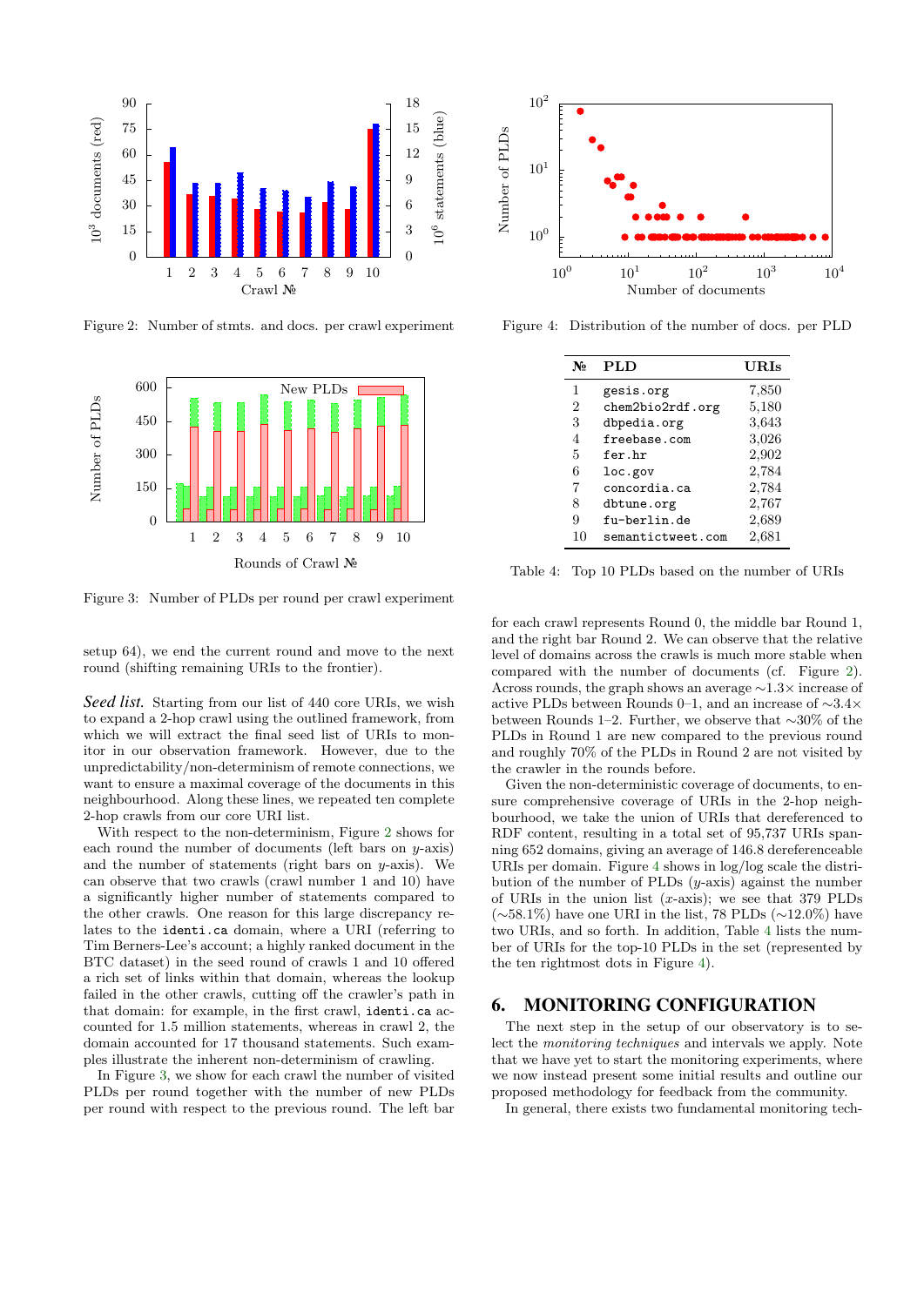Figure 2: Number of stmts. and docs. per crawl experiment

Figure 3: Number of PLDs per round per crawl experiment

setup 64), we end the current round and move to the next round (shifting remaining URIs to the frontier).

***Seed list.*** Starting from our list of 440 core URIs, we wish to expand a 2-hop crawl using the outlined framework, from which we will extract the final seed list of URIs to monitor in our observation framework. However, due to the unpredictability/non-determinism of remote connections, we want to ensure a maximal coverage of the documents in this neighbourhood. Along these lines, we repeated ten complete 2-hop crawls from our core URI list.

With respect to the non-determinism, Figure 2 shows for each round the number of documents (left bars on $y$-axis) and the number of statements (right bars on $y$-axis). We can observe that two crawls (crawl number 1 and 10) have a significantly higher number of statements compared to the other crawls. One reason for this large discrepancy relates to the `identi.ca` domain, where a URI (referring to Tim Berners-Lee's account; a highly ranked document in the BTC dataset) in the seed round of crawls 1 and 10 offered a rich set of links within that domain, whereas the lookup failed in the other crawls, cutting off the crawler's path in that domain: for example, in the first crawl, `identi.ca` accounted for 1.5 million statements, whereas in crawl 2, the domain accounted for 17 thousand statements. Such examples illustrate the inherent non-determinism of crawling.

In Figure 3, we show for each crawl the number of visited PLDs per round together with the number of new PLDs per round with respect to the previous round. The left bar for each crawl represents Round 0, the middle bar Round 1, and the right bar Round 2. We can observe that the relative level of domains across the crawls is much more stable when compared with the number of documents (cf. Figure 2). Across rounds, the graph shows an average ∼1.3× increase of active PLDs between Rounds 0–1, and an increase of ∼3.4× between Rounds 1–2. Further, we observe that ∼30% of the PLDs in Round 1 are new compared to the previous round and roughly 70% of the PLDs in Round 2 are not visited by the crawler in the rounds before.

Given the non-deterministic coverage of documents, to ensure comprehensive coverage of URIs in the 2-hop neighbourhood, we take the union of URIs that dereferenced to RDF content, resulting in a total set of 95,737 URIs spanning 652 domains, giving an average of 146.8 dereferenceable URIs per domain. Figure 4 shows in log/log scale the distribution of the number of PLDs ($y$-axis) against the number of URIs in the union list ($x$-axis); we see that 379 PLDs (∼58.1%) have one URI in the list, 78 PLDs (∼12.0%) have two URIs, and so forth. In addition, Table 4 lists the number of URIs for the top-10 PLDs in the set (represented by the ten rightmost dots in Figure 4).

Figure 4: Distribution of the number of docs. per PLD

| № | PLD | URIs |
|---|---|---|
| 1 | `gesis.org` | 7,850 |
| 2 | `chem2bio2rdf.org` | 5,180 |
| 3 | `dbpedia.org` | 3,643 |
| 4 | `freebase.com` | 3,026 |
| 5 | `fer.hr` | 2,902 |
| 6 | `loc.gov` | 2,784 |
| 7 | `concordia.ca` | 2,784 |
| 8 | `dbtune.org` | 2,767 |
| 9 | `fu-berlin.de` | 2,689 |
| 10 | `semantictweet.com` | 2,681 |

Table 4: Top 10 PLDs based on the number of URIs

## 6. MONITORING CONFIGURATION

The next step in the setup of our observatory is to select the *monitoring techniques* and intervals we apply. Note that we have yet to start the monitoring experiments, where we now instead present some initial results and outline our proposed methodology for feedback from the community.

In general, there exists two fundamental monitoring tech-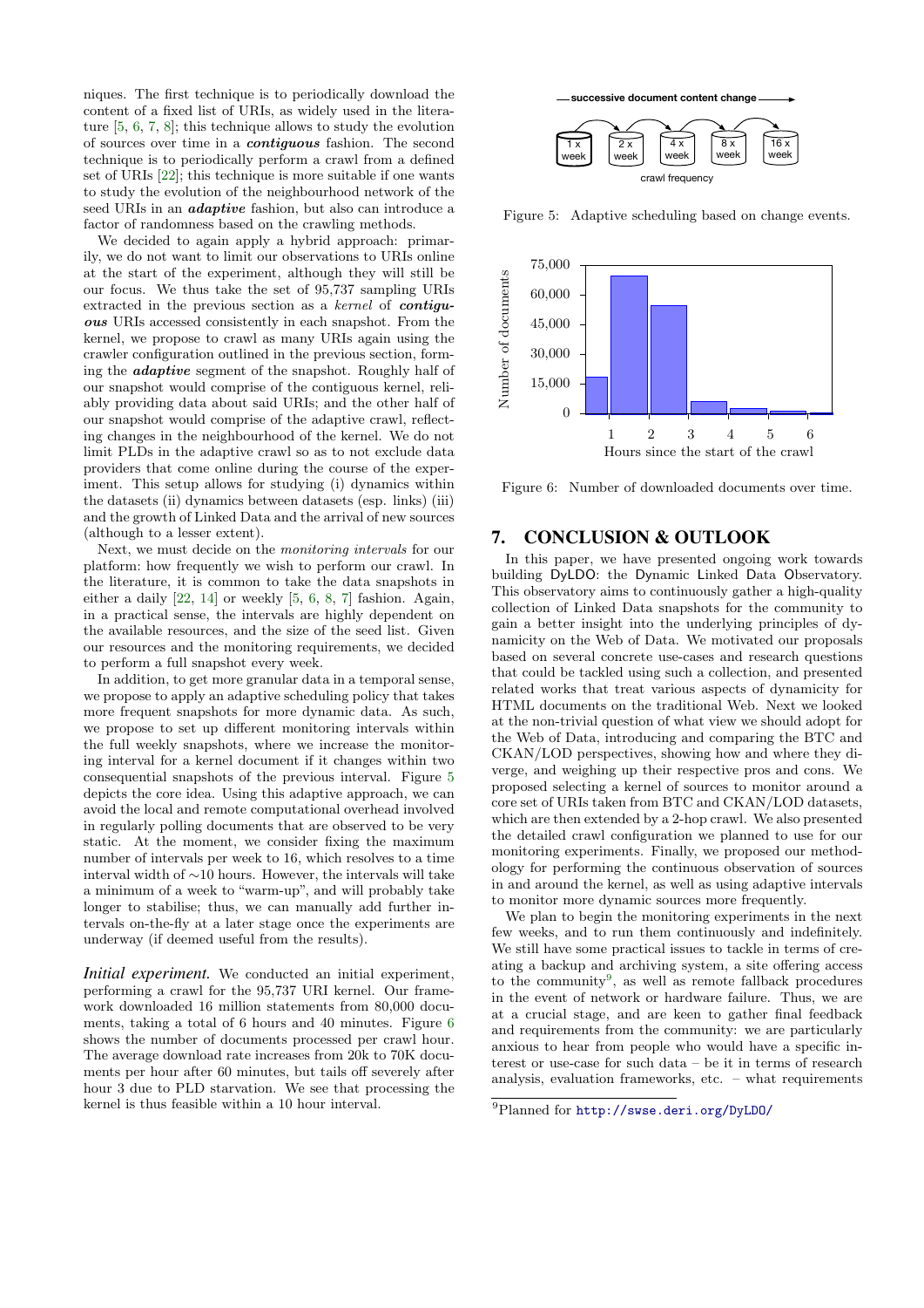niques. The first technique is to periodically download the content of a fixed list of URIs, as widely used in the literature [5, 6, 7, 8]; this technique allows to study the evolution of sources over time in a ***contiguous*** fashion. The second technique is to periodically perform a crawl from a defined set of URIs [22]; this technique is more suitable if one wants to study the evolution of the neighbourhood network of the seed URIs in an ***adaptive*** fashion, but also can introduce a factor of randomness based on the crawling methods.

We decided to again apply a hybrid approach: primarily, we do not want to limit our observations to URIs online at the start of the experiment, although they will still be our focus. We thus take the set of 95,737 sampling URIs extracted in the previous section as a *kernel* of ***contiguous*** URIs accessed consistently in each snapshot. From the kernel, we propose to crawl as many URIs again using the crawler configuration outlined in the previous section, forming the ***adaptive*** segment of the snapshot. Roughly half of our snapshot would comprise of the contiguous kernel, reliably providing data about said URIs; and the other half of our snapshot would comprise of the adaptive crawl, reflecting changes in the neighbourhood of the kernel. We do not limit PLDs in the adaptive crawl so as to not exclude data providers that come online during the course of the experiment. This setup allows for studying (i) dynamics within the datasets (ii) dynamics between datasets (esp. links) (iii) and the growth of Linked Data and the arrival of new sources (although to a lesser extent).

Next, we must decide on the *monitoring intervals* for our platform: how frequently we wish to perform our crawl. In the literature, it is common to take the data snapshots in either a daily [22, 14] or weekly [5, 6, 8, 7] fashion. Again, in a practical sense, the intervals are highly dependent on the available resources, and the size of the seed list. Given our resources and the monitoring requirements, we decided to perform a full snapshot every week.

In addition, to get more granular data in a temporal sense, we propose to apply an adaptive scheduling policy that takes more frequent snapshots for more dynamic data. As such, we propose to set up different monitoring intervals within the full weekly snapshots, where we increase the monitoring interval for a kernel document if it changes within two consequential snapshots of the previous interval. Figure 5 depicts the core idea. Using this adaptive approach, we can avoid the local and remote computational overhead involved in regularly polling documents that are observed to be very static. At the moment, we consider fixing the maximum number of intervals per week to 16, which resolves to a time interval width of ∼10 hours. However, the intervals will take a minimum of a week to "warm-up", and will probably take longer to stabilise; thus, we can manually add further intervals on-the-fly at a later stage once the experiments are underway (if deemed useful from the results).

***Initial experiment.*** We conducted an initial experiment, performing a crawl for the 95,737 URI kernel. Our framework downloaded 16 million statements from 80,000 documents, taking a total of 6 hours and 40 minutes. Figure 6 shows the number of documents processed per crawl hour. The average download rate increases from 20k to 70K documents per hour after 60 minutes, but tails off severely after hour 3 due to PLD starvation. We see that processing the kernel is thus feasible within a 10 hour interval.

Figure 5: Adaptive scheduling based on change events.

Figure 6: Number of downloaded documents over time.

## 7. CONCLUSION & OUTLOOK

In this paper, we have presented ongoing work towards building DyLDO: the Dynamic Linked Data Observatory. This observatory aims to continuously gather a high-quality collection of Linked Data snapshots for the community to gain a better insight into the underlying principles of dynamicity on the Web of Data. We motivated our proposals based on several concrete use-cases and research questions that could be tackled using such a collection, and presented related works that treat various aspects of dynamicity for HTML documents on the traditional Web. Next we looked at the non-trivial question of what view we should adopt for the Web of Data, introducing and comparing the BTC and CKAN/LOD perspectives, showing how and where they diverge, and weighing up their respective pros and cons. We proposed selecting a kernel of sources to monitor around a core set of URIs taken from BTC and CKAN/LOD datasets, which are then extended by a 2-hop crawl. We also presented the detailed crawl configuration we planned to use for our monitoring experiments. Finally, we proposed our methodology for performing the continuous observation of sources in and around the kernel, as well as using adaptive intervals to monitor more dynamic sources more frequently.

We plan to begin the monitoring experiments in the next few weeks, and to run them continuously and indefinitely. We still have some practical issues to tackle in terms of creating a backup and archiving system, a site offering access to the community[9], as well as remote fallback procedures in the event of network or hardware failure. Thus, we are at a crucial stage, and are keen to gather final feedback and requirements from the community: we are particularly anxious to hear from people who would have a specific interest or use-case for such data – be it in terms of research analysis, evaluation frameworks, etc. – what requirements

[9] Planned for http://swse.deri.org/DyLDO/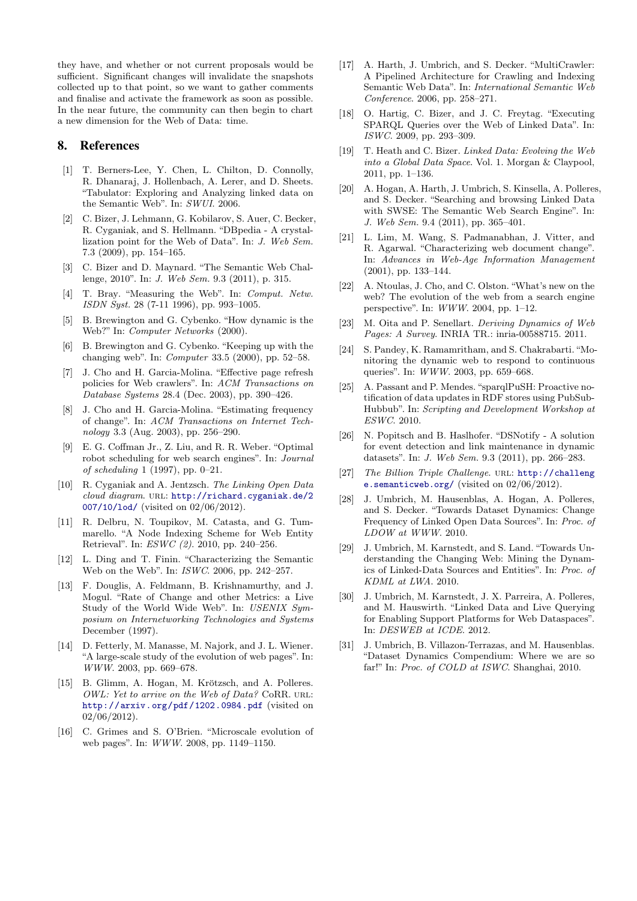they have, and whether or not current proposals would be sufficient. Significant changes will invalidate the snapshots collected up to that point, so we want to gather comments and finalise and activate the framework as soon as possible. In the near future, the community can then begin to chart a new dimension for the Web of Data: time.

## 8. References

[1] T. Berners-Lee, Y. Chen, L. Chilton, D. Connolly, R. Dhanaraj, J. Hollenbach, A. Lerer, and D. Sheets. "Tabulator: Exploring and Analyzing linked data on the Semantic Web". In: *SWUI*. 2006.

[2] C. Bizer, J. Lehmann, G. Kobilarov, S. Auer, C. Becker, R. Cyganiak, and S. Hellmann. "DBpedia - A crystallization point for the Web of Data". In: *J. Web Sem.* 7.3 (2009), pp. 154–165.

[3] C. Bizer and D. Maynard. "The Semantic Web Challenge, 2010". In: *J. Web Sem.* 9.3 (2011), p. 315.

[4] T. Bray. "Measuring the Web". In: *Comput. Netw. ISDN Syst.* 28 (7-11 1996), pp. 993–1005.

[5] B. Brewington and G. Cybenko. "How dynamic is the Web?" In: *Computer Networks* (2000).

[6] B. Brewington and G. Cybenko. "Keeping up with the changing web". In: *Computer* 33.5 (2000), pp. 52–58.

[7] J. Cho and H. Garcia-Molina. "Effective page refresh policies for Web crawlers". In: *ACM Transactions on Database Systems* 28.4 (Dec. 2003), pp. 390–426.

[8] J. Cho and H. Garcia-Molina. "Estimating frequency of change". In: *ACM Transactions on Internet Technology* 3.3 (Aug. 2003), pp. 256–290.

[9] E. G. Coffman Jr., Z. Liu, and R. R. Weber. "Optimal robot scheduling for web search engines". In: *Journal of scheduling* 1 (1997), pp. 0–21.

[10] R. Cyganiak and A. Jentzsch. *The Linking Open Data cloud diagram*. URL: http://richard.cyganiak.de/2007/10/lod/ (visited on 02/06/2012).

[11] R. Delbru, N. Toupikov, M. Catasta, and G. Tummarello. "A Node Indexing Scheme for Web Entity Retrieval". In: *ESWC (2)*. 2010, pp. 240–256.

[12] L. Ding and T. Finin. "Characterizing the Semantic Web on the Web". In: *ISWC*. 2006, pp. 242–257.

[13] F. Douglis, A. Feldmann, B. Krishnamurthy, and J. Mogul. "Rate of Change and other Metrics: a Live Study of the World Wide Web". In: *USENIX Symposium on Internetworking Technologies and Systems* December (1997).

[14] D. Fetterly, M. Manasse, M. Najork, and J. L. Wiener. "A large-scale study of the evolution of web pages". In: *WWW*. 2003, pp. 669–678.

[15] B. Glimm, A. Hogan, M. Krötzsch, and A. Polleres. *OWL: Yet to arrive on the Web of Data?* CoRR. URL: http://arxiv.org/pdf/1202.0984.pdf (visited on 02/06/2012).

[16] C. Grimes and S. O'Brien. "Microscale evolution of web pages". In: *WWW*. 2008, pp. 1149–1150.

[17] A. Harth, J. Umbrich, and S. Decker. "MultiCrawler: A Pipelined Architecture for Crawling and Indexing Semantic Web Data". In: *International Semantic Web Conference*. 2006, pp. 258–271.

[18] O. Hartig, C. Bizer, and J. C. Freytag. "Executing SPARQL Queries over the Web of Linked Data". In: *ISWC*. 2009, pp. 293–309.

[19] T. Heath and C. Bizer. *Linked Data: Evolving the Web into a Global Data Space*. Vol. 1. Morgan & Claypool, 2011, pp. 1–136.

[20] A. Hogan, A. Harth, J. Umbrich, S. Kinsella, A. Polleres, and S. Decker. "Searching and browsing Linked Data with SWSE: The Semantic Web Search Engine". In: *J. Web Sem.* 9.4 (2011), pp. 365–401.

[21] L. Lim, M. Wang, S. Padmanabhan, J. Vitter, and R. Agarwal. "Characterizing web document change". In: *Advances in Web-Age Information Management* (2001), pp. 133–144.

[22] A. Ntoulas, J. Cho, and C. Olston. "What's new on the web? The evolution of the web from a search engine perspective". In: *WWW*. 2004, pp. 1–12.

[23] M. Oita and P. Senellart. *Deriving Dynamics of Web Pages: A Survey*. INRIA TR.: inria-00588715. 2011.

[24] S. Pandey, K. Ramamritham, and S. Chakrabarti. "Monitoring the dynamic web to respond to continuous queries". In: *WWW*. 2003, pp. 659–668.

[25] A. Passant and P. Mendes. "sparqlPuSH: Proactive notification of data updates in RDF stores using PubSubHubbub". In: *Scripting and Development Workshop at ESWC*. 2010.

[26] N. Popitsch and B. Haslhofer. "DSNotify - A solution for event detection and link maintenance in dynamic datasets". In: *J. Web Sem.* 9.3 (2011), pp. 266–283.

[27] *The Billion Triple Challenge*. URL: http://challenge.semanticweb.org/ (visited on 02/06/2012).

[28] J. Umbrich, M. Hausenblas, A. Hogan, A. Polleres, and S. Decker. "Towards Dataset Dynamics: Change Frequency of Linked Open Data Sources". In: *Proc. of LDOW at WWW*. 2010.

[29] J. Umbrich, M. Karnstedt, and S. Land. "Towards Understanding the Changing Web: Mining the Dynamics of Linked-Data Sources and Entities". In: *Proc. of KDML at LWA*. 2010.

[30] J. Umbrich, M. Karnstedt, J. X. Parreira, A. Polleres, and M. Hauswirth. "Linked Data and Live Querying for Enabling Support Platforms for Web Dataspaces". In: *DESWEB at ICDE*. 2012.

[31] J. Umbrich, B. Villazon-Terrazas, and M. Hausenblas. "Dataset Dynamics Compendium: Where we are so far!" In: *Proc. of COLD at ISWC*. Shanghai, 2010.